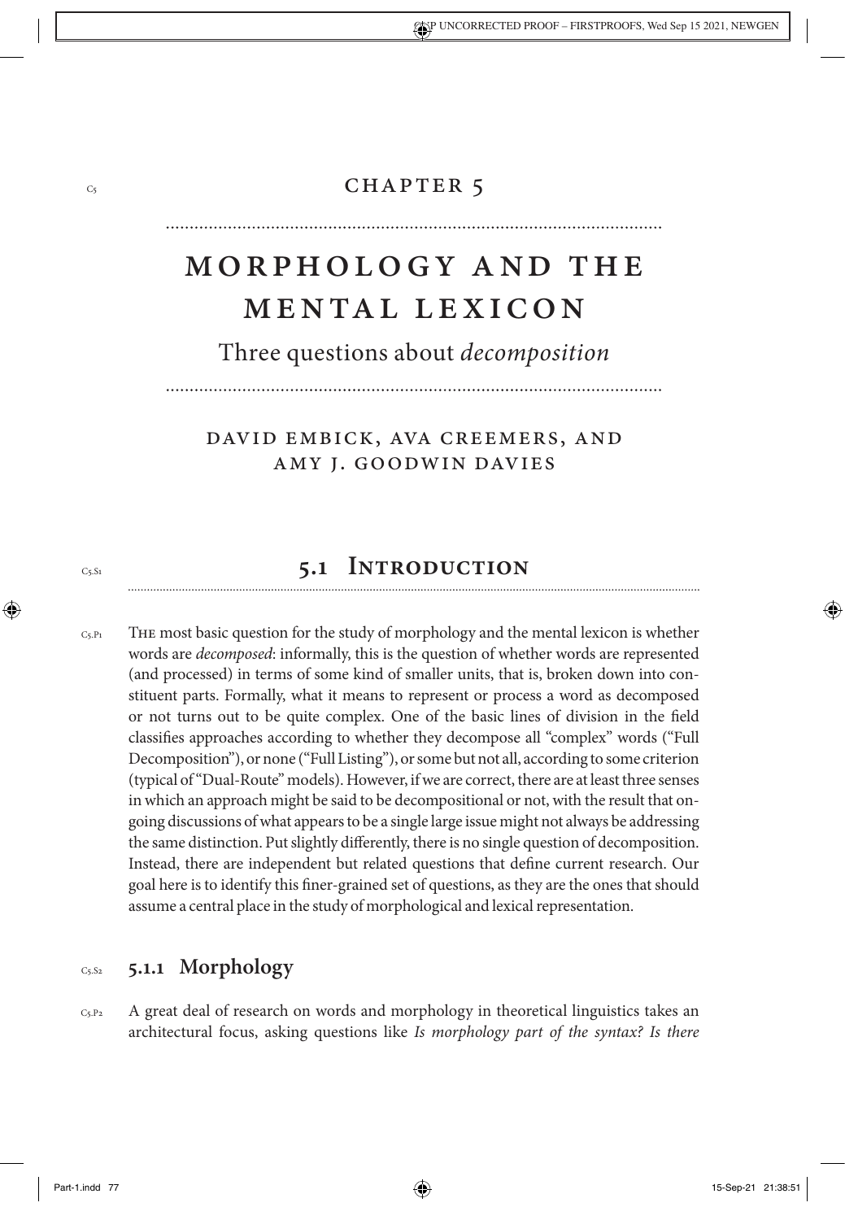# CHAPTER 5

# MORPHOLOGY AND THE MENTAL LEXICON

## Three questions about *decomposition*

DAVID EMBICK, AVA CREEMERS, AND AMY J. GOODWIN DAVIES

## 5.1 Introduction

The most basic question for the study of morphology and the mental lexicon is whether words are *decomposed*: informally, this is the question of whether words are represented (and processed) in terms of some kind of smaller units, that is, broken down into constituent parts. Formally, what it means to represent or process a word as decomposed or not turns out to be quite complex. One of the basic lines of division in the field classifies approaches according to whether they decompose all "complex" words ("Full Decomposition"), or none ("Full Listing"), or some but not all, according to some criterion (typical of "Dual-Route" models). However, if we are correct, there are at least three senses in which an approach might be said to be decompositional or not, with the result that ongoing discussions of what appears to be a single large issue might not always be addressing the same distinction. Put slightly differently, there is no single question of decomposition. Instead, there are independent but related questions that define current research. Our goal here is to identify this finer-grained set of questions, as they are the ones that should assume a central place in the study of morphological and lexical representation.

### 5.1.1 Morphology

A great deal of research on words and morphology in theoretical linguistics takes an architectural focus, asking questions like *Is morphology part of the syntax? Is there*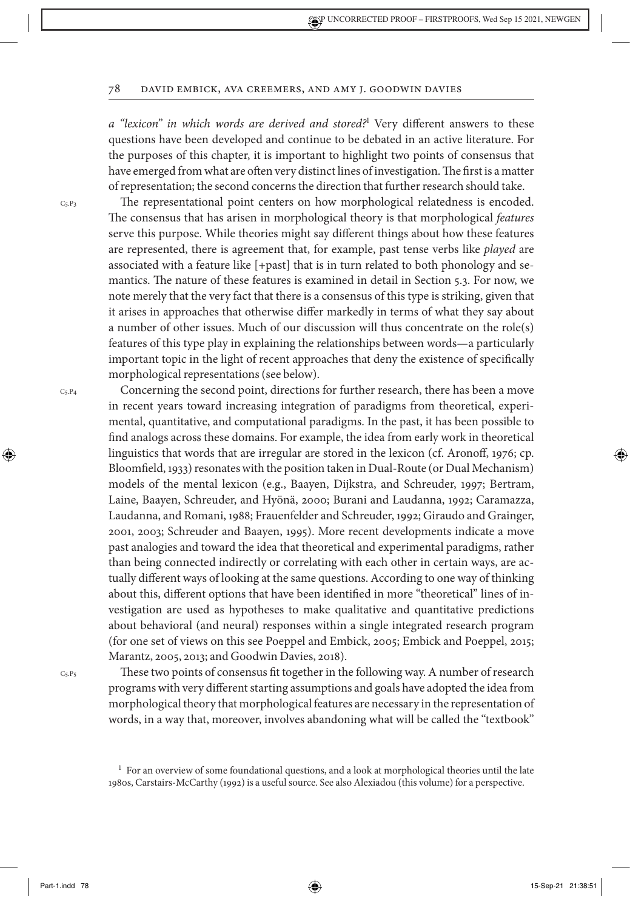*a "lexicon" in which words are derived and stored?*[1] Very different answers to these questions have been developed and continue to be debated in an active literature. For the purposes of this chapter, it is important to highlight two points of consensus that have emerged from what are often very distinct lines of investigation. The first is a matter of representation; the second concerns the direction that further research should take.

The representational point centers on how morphological relatedness is encoded. The consensus that has arisen in morphological theory is that morphological *features* serve this purpose. While theories might say different things about how these features are represented, there is agreement that, for example, past tense verbs like *played* are associated with a feature like [+past] that is in turn related to both phonology and semantics. The nature of these features is examined in detail in Section 5.3. For now, we note merely that the very fact that there is a consensus of this type is striking, given that it arises in approaches that otherwise differ markedly in terms of what they say about a number of other issues. Much of our discussion will thus concentrate on the role(s) features of this type play in explaining the relationships between words—a particularly important topic in the light of recent approaches that deny the existence of specifically morphological representations (see below).

Concerning the second point, directions for further research, there has been a move in recent years toward increasing integration of paradigms from theoretical, experimental, quantitative, and computational paradigms. In the past, it has been possible to find analogs across these domains. For example, the idea from early work in theoretical linguistics that words that are irregular are stored in the lexicon (cf. Aronoff, 1976; cp. Bloomfield, 1933) resonates with the position taken in Dual-Route (or Dual Mechanism) models of the mental lexicon (e.g., Baayen, Dijkstra, and Schreuder, 1997; Bertram, Laine, Baayen, Schreuder, and Hyönä, 2000; Burani and Laudanna, 1992; Caramazza, Laudanna, and Romani, 1988; Frauenfelder and Schreuder, 1992; Giraudo and Grainger, 2001, 2003; Schreuder and Baayen, 1995). More recent developments indicate a move past analogies and toward the idea that theoretical and experimental paradigms, rather than being connected indirectly or correlating with each other in certain ways, are actually different ways of looking at the same questions. According to one way of thinking about this, different options that have been identified in more "theoretical" lines of investigation are used as hypotheses to make qualitative and quantitative predictions about behavioral (and neural) responses within a single integrated research program (for one set of views on this see Poeppel and Embick, 2005; Embick and Poeppel, 2015; Marantz, 2005, 2013; and Goodwin Davies, 2018).

These two points of consensus fit together in the following way. A number of research programs with very different starting assumptions and goals have adopted the idea from morphological theory that morphological features are necessary in the representation of words, in a way that, moreover, involves abandoning what will be called the "textbook"

[1] For an overview of some foundational questions, and a look at morphological theories until the late 1980s, Carstairs-McCarthy (1992) is a useful source. See also Alexiadou (this volume) for a perspective.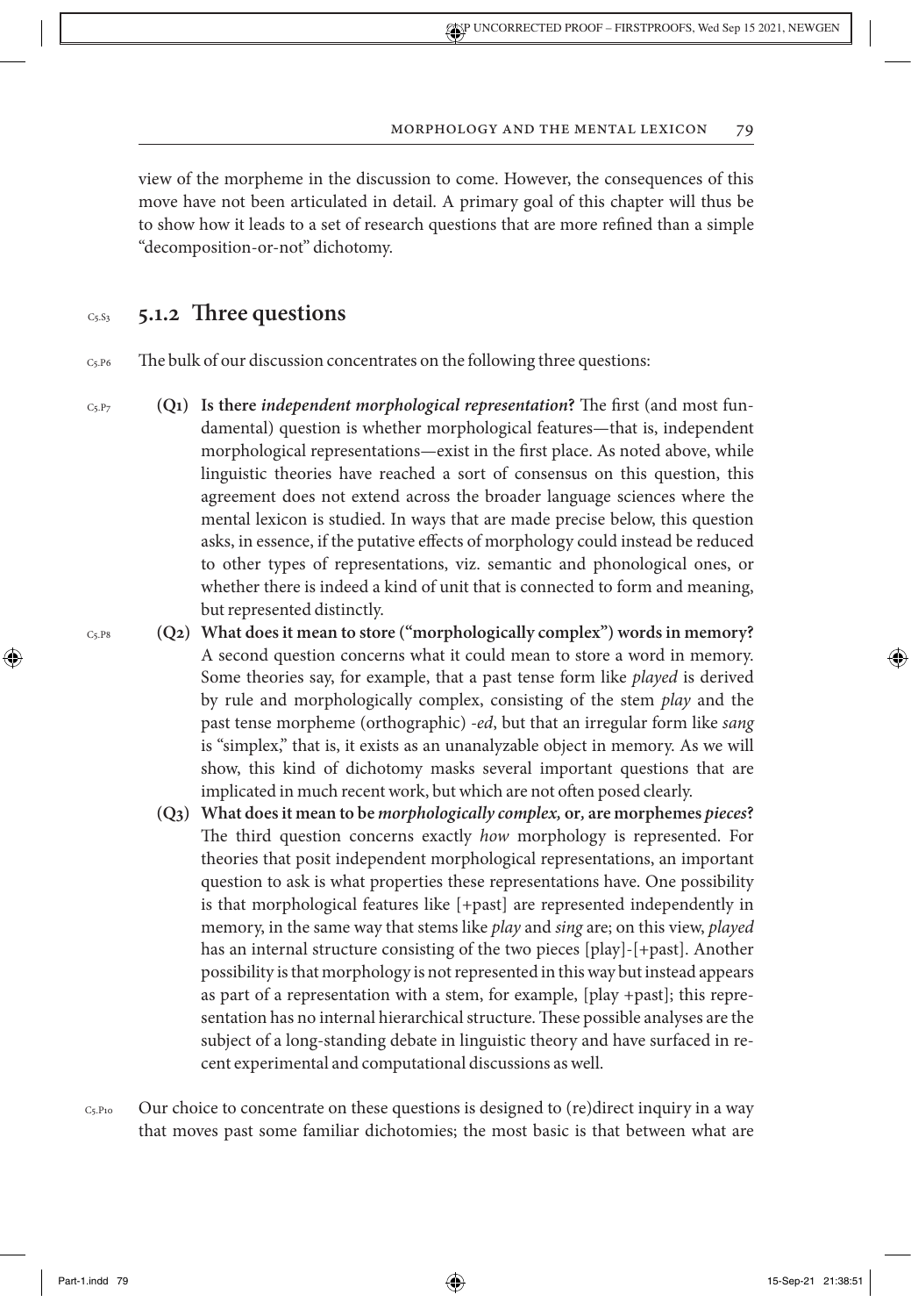view of the morpheme in the discussion to come. However, the consequences of this move have not been articulated in detail. A primary goal of this chapter will thus be to show how it leads to a set of research questions that are more refined than a simple "decomposition-or-not" dichotomy.

### 5.1.2 Three questions

The bulk of our discussion concentrates on the following three questions:

- **(Q1) Is there *independent morphological representation*?** The first (and most fundamental) question is whether morphological features—that is, independent morphological representations—exist in the first place. As noted above, while linguistic theories have reached a sort of consensus on this question, this agreement does not extend across the broader language sciences where the mental lexicon is studied. In ways that are made precise below, this question asks, in essence, if the putative effects of morphology could instead be reduced to other types of representations, viz. semantic and phonological ones, or whether there is indeed a kind of unit that is connected to form and meaning, but represented distinctly.
- **(Q2) What does it mean to store ("morphologically complex") words in memory?** A second question concerns what it could mean to store a word in memory. Some theories say, for example, that a past tense form like *played* is derived by rule and morphologically complex, consisting of the stem *play* and the past tense morpheme (orthographic) *-ed*, but that an irregular form like *sang* is "simplex," that is, it exists as an unanalyzable object in memory. As we will show, this kind of dichotomy masks several important questions that are implicated in much recent work, but which are not often posed clearly.
- **(Q3) What does it mean to be *morphologically complex,* or*,* are morphemes *pieces*?** The third question concerns exactly *how* morphology is represented. For theories that posit independent morphological representations, an important question to ask is what properties these representations have. One possibility is that morphological features like [+past] are represented independently in memory, in the same way that stems like *play* and *sing* are; on this view, *played* has an internal structure consisting of the two pieces [play]-[+past]. Another possibility is that morphology is not represented in this way but instead appears as part of a representation with a stem, for example, [play +past]; this representation has no internal hierarchical structure. These possible analyses are the subject of a long-standing debate in linguistic theory and have surfaced in recent experimental and computational discussions as well.

Our choice to concentrate on these questions is designed to (re)direct inquiry in a way that moves past some familiar dichotomies; the most basic is that between what are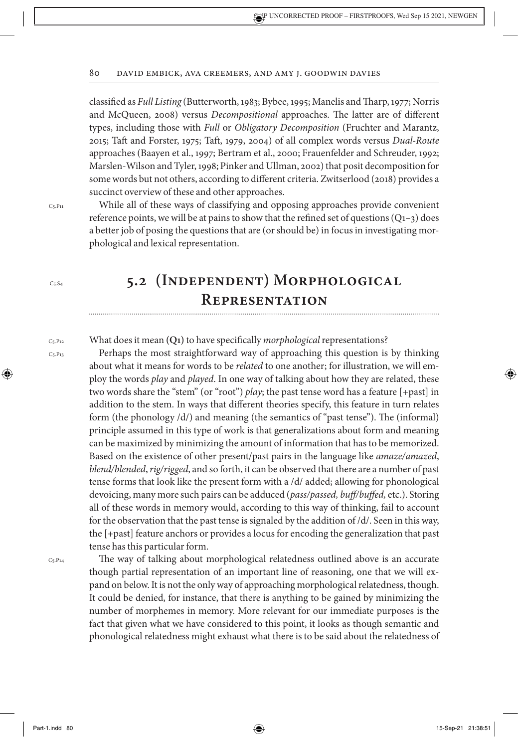classified as *Full Listing* (Butterworth, 1983; Bybee, 1995; Manelis and Tharp, 1977; Norris and McQueen, 2008) versus *Decompositional* approaches. The latter are of different types, including those with *Full* or *Obligatory Decomposition* (Fruchter and Marantz, 2015; Taft and Forster, 1975; Taft, 1979, 2004) of all complex words versus *Dual-Route* approaches (Baayen et al., 1997; Bertram et al., 2000; Frauenfelder and Schreuder, 1992; Marslen-Wilson and Tyler, 1998; Pinker and Ullman, 2002) that posit decomposition for some words but not others, according to different criteria. Zwitserlood (2018) provides a succinct overview of these and other approaches.

While all of these ways of classifying and opposing approaches provide convenient reference points, we will be at pains to show that the refined set of questions (Q1–3) does a better job of posing the questions that are (or should be) in focus in investigating morphological and lexical representation.

## 5.2 (Independent) Morphological Representation

What does it mean **(Q1)** to have specifically *morphological* representations?

Perhaps the most straightforward way of approaching this question is by thinking about what it means for words to be *related* to one another; for illustration, we will employ the words *play* and *played*. In one way of talking about how they are related, these two words share the "stem" (or "root") *play*; the past tense word has a feature [+past] in addition to the stem. In ways that different theories specify, this feature in turn relates form (the phonology /d/) and meaning (the semantics of "past tense"). The (informal) principle assumed in this type of work is that generalizations about form and meaning can be maximized by minimizing the amount of information that has to be memorized. Based on the existence of other present/past pairs in the language like *amaze/amazed*, *blend/blended*, *rig/rigged*, and so forth, it can be observed that there are a number of past tense forms that look like the present form with a /d/ added; allowing for phonological devoicing, many more such pairs can be adduced (*pass/passed, buff/buffed,* etc.). Storing all of these words in memory would, according to this way of thinking, fail to account for the observation that the past tense is signaled by the addition of /d/. Seen in this way, the [+past] feature anchors or provides a locus for encoding the generalization that past tense has this particular form.

The way of talking about morphological relatedness outlined above is an accurate though partial representation of an important line of reasoning, one that we will expand on below. It is not the only way of approaching morphological relatedness, though. It could be denied, for instance, that there is anything to be gained by minimizing the number of morphemes in memory. More relevant for our immediate purposes is the fact that given what we have considered to this point, it looks as though semantic and phonological relatedness might exhaust what there is to be said about the relatedness of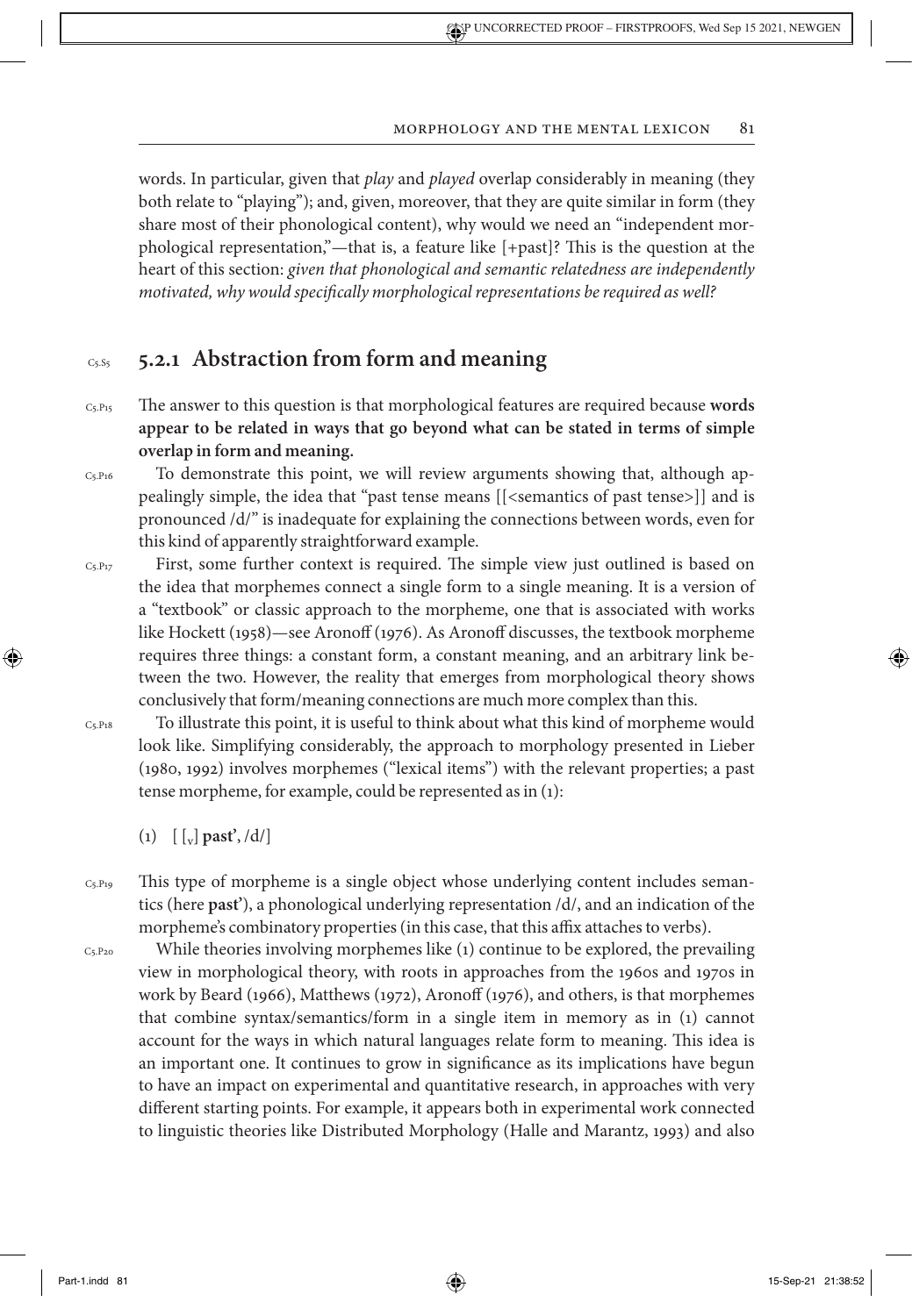words. In particular, given that *play* and *played* overlap considerably in meaning (they both relate to "playing"); and, given, moreover, that they are quite similar in form (they share most of their phonological content), why would we need an "independent morphological representation,"—that is, a feature like [+past]? This is the question at the heart of this section: *given that phonological and semantic relatedness are independently motivated, why would specifically morphological representations be required as well?*

### 5.2.1 Abstraction from form and meaning

The answer to this question is that morphological features are required because **words appear to be related in ways that go beyond what can be stated in terms of simple overlap in form and meaning.**

To demonstrate this point, we will review arguments showing that, although appealingly simple, the idea that "past tense means [[<semantics of past tense>]] and is pronounced /d/" is inadequate for explaining the connections between words, even for this kind of apparently straightforward example.

First, some further context is required. The simple view just outlined is based on the idea that morphemes connect a single form to a single meaning. It is a version of a "textbook" or classic approach to the morpheme, one that is associated with works like Hockett (1958)—see Aronoff (1976). As Aronoff discusses, the textbook morpheme requires three things: a constant form, a constant meaning, and an arbitrary link between the two. However, the reality that emerges from morphological theory shows conclusively that form/meaning connections are much more complex than this.

To illustrate this point, it is useful to think about what this kind of morpheme would look like. Simplifying considerably, the approach to morphology presented in Lieber (1980, 1992) involves morphemes ("lexical items") with the relevant properties; a past tense morpheme, for example, could be represented as in (1):

(1) [ $[_{v}]$ **past'**, /d/]

This type of morpheme is a single object whose underlying content includes semantics (here **past'**), a phonological underlying representation /d/, and an indication of the morpheme's combinatory properties (in this case, that this affix attaches to verbs).

While theories involving morphemes like (1) continue to be explored, the prevailing view in morphological theory, with roots in approaches from the 1960s and 1970s in work by Beard (1966), Matthews (1972), Aronoff (1976), and others, is that morphemes that combine syntax/semantics/form in a single item in memory as in (1) cannot account for the ways in which natural languages relate form to meaning. This idea is an important one. It continues to grow in significance as its implications have begun to have an impact on experimental and quantitative research, in approaches with very different starting points. For example, it appears both in experimental work connected to linguistic theories like Distributed Morphology (Halle and Marantz, 1993) and also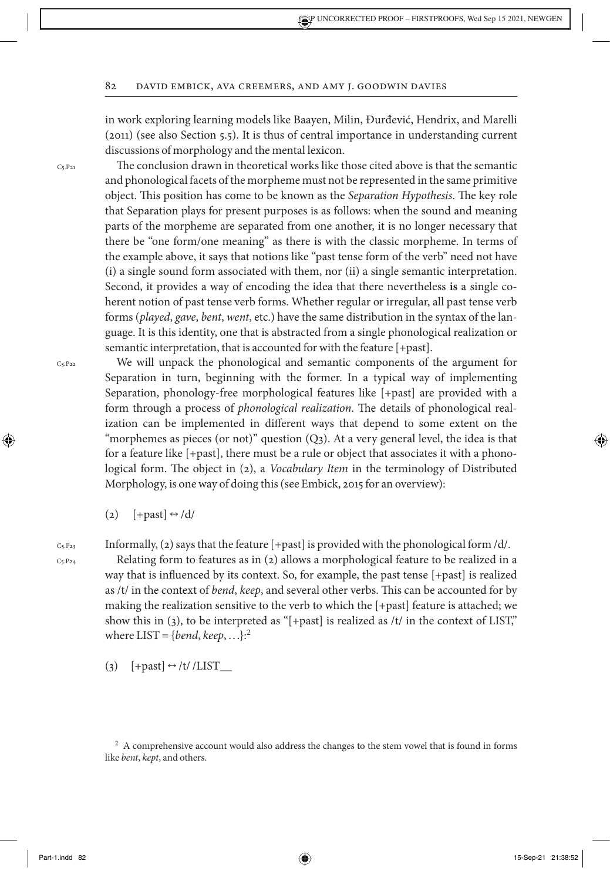in work exploring learning models like Baayen, Milin, Đurđević, Hendrix, and Marelli (2011) (see also Section 5.5). It is thus of central importance in understanding current discussions of morphology and the mental lexicon.

The conclusion drawn in theoretical works like those cited above is that the semantic and phonological facets of the morpheme must not be represented in the same primitive object. This position has come to be known as the *Separation Hypothesis*. The key role that Separation plays for present purposes is as follows: when the sound and meaning parts of the morpheme are separated from one another, it is no longer necessary that there be "one form/one meaning" as there is with the classic morpheme. In terms of the example above, it says that notions like "past tense form of the verb" need not have (i) a single sound form associated with them, nor (ii) a single semantic interpretation. Second, it provides a way of encoding the idea that there nevertheless **is** a single coherent notion of past tense verb forms. Whether regular or irregular, all past tense verb forms (*played*, *gave*, *bent*, *went*, etc.) have the same distribution in the syntax of the language. It is this identity, one that is abstracted from a single phonological realization or semantic interpretation, that is accounted for with the feature [+past].

We will unpack the phonological and semantic components of the argument for Separation in turn, beginning with the former. In a typical way of implementing Separation, phonology-free morphological features like [+past] are provided with a form through a process of *phonological realization*. The details of phonological realization can be implemented in different ways that depend to some extent on the "morphemes as pieces (or not)" question (Q3). At a very general level, the idea is that for a feature like [+past], there must be a rule or object that associates it with a phonological form. The object in (2), a *Vocabulary Item* in the terminology of Distributed Morphology, is one way of doing this (see Embick, 2015 for an overview):

(2) [+past] ↔ /d/

Informally, (2) says that the feature [+past] is provided with the phonological form /d/.

Relating form to features as in (2) allows a morphological feature to be realized in a way that is influenced by its context. So, for example, the past tense [+past] is realized as /t/ in the context of *bend*, *keep*, and several other verbs. This can be accounted for by making the realization sensitive to the verb to which the [+past] feature is attached; we show this in (3), to be interpreted as "[+past] is realized as /t/ in the context of LIST," where LIST = {*bend*, *keep*, …}:[2]

(3) [+past] ↔ /t/ /LIST__

[2] A comprehensive account would also address the changes to the stem vowel that is found in forms like *bent*, *kept*, and others.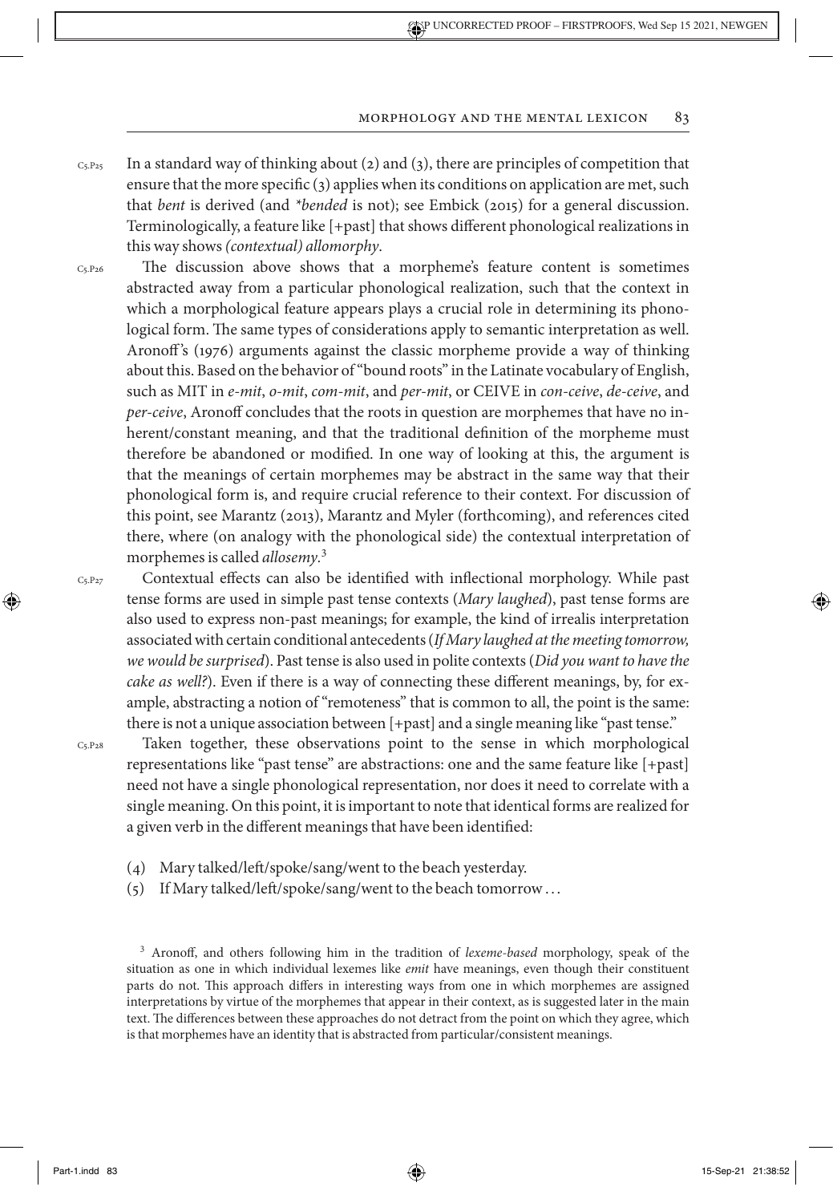In a standard way of thinking about (2) and (3), there are principles of competition that ensure that the more specific (3) applies when its conditions on application are met, such that *bent* is derived (and *\*bended* is not); see Embick (2015) for a general discussion. Terminologically, a feature like [+past] that shows different phonological realizations in this way shows *(contextual) allomorphy*.

The discussion above shows that a morpheme's feature content is sometimes abstracted away from a particular phonological realization, such that the context in which a morphological feature appears plays a crucial role in determining its phonological form. The same types of considerations apply to semantic interpretation as well. Aronoff's (1976) arguments against the classic morpheme provide a way of thinking about this. Based on the behavior of "bound roots" in the Latinate vocabulary of English, such as MIT in *e-mit*, *o-mit*, *com-mit*, and *per-mit*, or CEIVE in *con-ceive*, *de-ceive*, and *per-ceive*, Aronoff concludes that the roots in question are morphemes that have no inherent/constant meaning, and that the traditional definition of the morpheme must therefore be abandoned or modified. In one way of looking at this, the argument is that the meanings of certain morphemes may be abstract in the same way that their phonological form is, and require crucial reference to their context. For discussion of this point, see Marantz (2013), Marantz and Myler (forthcoming), and references cited there, where (on analogy with the phonological side) the contextual interpretation of morphemes is called *allosemy*.[3]

Contextual effects can also be identified with inflectional morphology. While past tense forms are used in simple past tense contexts (*Mary laughed*), past tense forms are also used to express non-past meanings; for example, the kind of irrealis interpretation associated with certain conditional antecedents (*If Mary laughed at the meeting tomorrow, we would be surprised*). Past tense is also used in polite contexts (*Did you want to have the cake as well?*). Even if there is a way of connecting these different meanings, by, for example, abstracting a notion of "remoteness" that is common to all, the point is the same: there is not a unique association between [+past] and a single meaning like "past tense."

Taken together, these observations point to the sense in which morphological representations like "past tense" are abstractions: one and the same feature like [+past] need not have a single phonological representation, nor does it need to correlate with a single meaning. On this point, it is important to note that identical forms are realized for a given verb in the different meanings that have been identified:

(4) Mary talked/left/spoke/sang/went to the beach yesterday.

(5) If Mary talked/left/spoke/sang/went to the beach tomorrow . . .

[3] Aronoff, and others following him in the tradition of *lexeme-based* morphology, speak of the situation as one in which individual lexemes like *emit* have meanings, even though their constituent parts do not. This approach differs in interesting ways from one in which morphemes are assigned interpretations by virtue of the morphemes that appear in their context, as is suggested later in the main text. The differences between these approaches do not detract from the point on which they agree, which is that morphemes have an identity that is abstracted from particular/consistent meanings.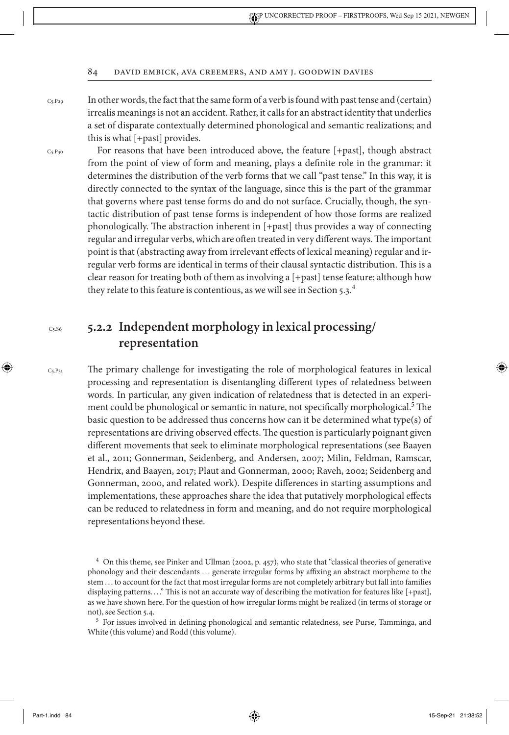In other words, the fact that the same form of a verb is found with past tense and (certain) irrealis meanings is not an accident. Rather, it calls for an abstract identity that underlies a set of disparate contextually determined phonological and semantic realizations; and this is what [+past] provides.

For reasons that have been introduced above, the feature [+past], though abstract from the point of view of form and meaning, plays a definite role in the grammar: it determines the distribution of the verb forms that we call "past tense." In this way, it is directly connected to the syntax of the language, since this is the part of the grammar that governs where past tense forms do and do not surface. Crucially, though, the syntactic distribution of past tense forms is independent of how those forms are realized phonologically. The abstraction inherent in [+past] thus provides a way of connecting regular and irregular verbs, which are often treated in very different ways. The important point is that (abstracting away from irrelevant effects of lexical meaning) regular and irregular verb forms are identical in terms of their clausal syntactic distribution. This is a clear reason for treating both of them as involving a [+past] tense feature; although how they relate to this feature is contentious, as we will see in Section 5.3.[4]

## 5.2.2 Independent morphology in lexical processing/representation

The primary challenge for investigating the role of morphological features in lexical processing and representation is disentangling different types of relatedness between words. In particular, any given indication of relatedness that is detected in an experiment could be phonological or semantic in nature, not specifically morphological.[5] The basic question to be addressed thus concerns how can it be determined what type(s) of representations are driving observed effects. The question is particularly poignant given different movements that seek to eliminate morphological representations (see Baayen et al., 2011; Gonnerman, Seidenberg, and Andersen, 2007; Milin, Feldman, Ramscar, Hendrix, and Baayen, 2017; Plaut and Gonnerman, 2000; Raveh, 2002; Seidenberg and Gonnerman, 2000, and related work). Despite differences in starting assumptions and implementations, these approaches share the idea that putatively morphological effects can be reduced to relatedness in form and meaning, and do not require morphological representations beyond these.

[4] On this theme, see Pinker and Ullman (2002, p. 457), who state that "classical theories of generative phonology and their descendants … generate irregular forms by affixing an abstract morpheme to the stem … to account for the fact that most irregular forms are not completely arbitrary but fall into families displaying patterns. …" This is not an accurate way of describing the motivation for features like [+past], as we have shown here. For the question of how irregular forms might be realized (in terms of storage or not), see Section 5.4.

[5] For issues involved in defining phonological and semantic relatedness, see Purse, Tamminga, and White (this volume) and Rodd (this volume).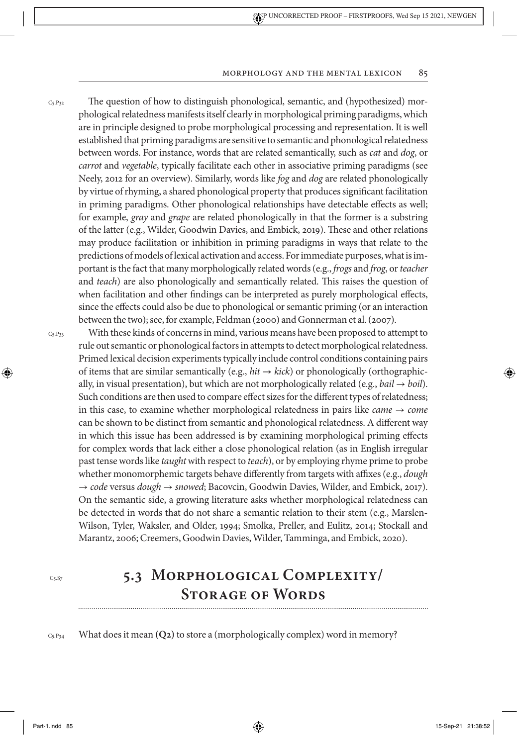The question of how to distinguish phonological, semantic, and (hypothesized) morphological relatedness manifests itself clearly in morphological priming paradigms, which are in principle designed to probe morphological processing and representation. It is well established that priming paradigms are sensitive to semantic and phonological relatedness between words. For instance, words that are related semantically, such as *cat* and *dog*, or *carrot* and *vegetable*, typically facilitate each other in associative priming paradigms (see Neely, 2012 for an overview). Similarly, words like *fog* and *dog* are related phonologically by virtue of rhyming, a shared phonological property that produces significant facilitation in priming paradigms. Other phonological relationships have detectable effects as well; for example, *gray* and *grape* are related phonologically in that the former is a substring of the latter (e.g., Wilder, Goodwin Davies, and Embick, 2019). These and other relations may produce facilitation or inhibition in priming paradigms in ways that relate to the predictions of models of lexical activation and access. For immediate purposes, what is important is the fact that many morphologically related words (e.g., *frogs* and *frog*, or *teacher* and *teach*) are also phonologically and semantically related. This raises the question of when facilitation and other findings can be interpreted as purely morphological effects, since the effects could also be due to phonological or semantic priming (or an interaction between the two); see, for example, Feldman (2000) and Gonnerman et al. (2007).

With these kinds of concerns in mind, various means have been proposed to attempt to rule out semantic or phonological factors in attempts to detect morphological relatedness. Primed lexical decision experiments typically include control conditions containing pairs of items that are similar semantically (e.g., *hit* → *kick*) or phonologically (orthographically, in visual presentation), but which are not morphologically related (e.g., *bail* → *boil*). Such conditions are then used to compare effect sizes for the different types of relatedness; in this case, to examine whether morphological relatedness in pairs like *came* → *come* can be shown to be distinct from semantic and phonological relatedness. A different way in which this issue has been addressed is by examining morphological priming effects for complex words that lack either a close phonological relation (as in English irregular past tense words like *taught* with respect to *teach*), or by employing rhyme prime to probe whether monomorphemic targets behave differently from targets with affixes (e.g., *dough* → *code* versus *dough* → *snowed*; Bacovcin, Goodwin Davies, Wilder, and Embick, 2017). On the semantic side, a growing literature asks whether morphological relatedness can be detected in words that do not share a semantic relation to their stem (e.g., Marslen-Wilson, Tyler, Waksler, and Older, 1994; Smolka, Preller, and Eulitz, 2014; Stockall and Marantz, 2006; Creemers, Goodwin Davies, Wilder, Tamminga, and Embick, 2020).

## 5.3 Morphological Complexity/Storage of Words

What does it mean **(Q2)** to store a (morphologically complex) word in memory?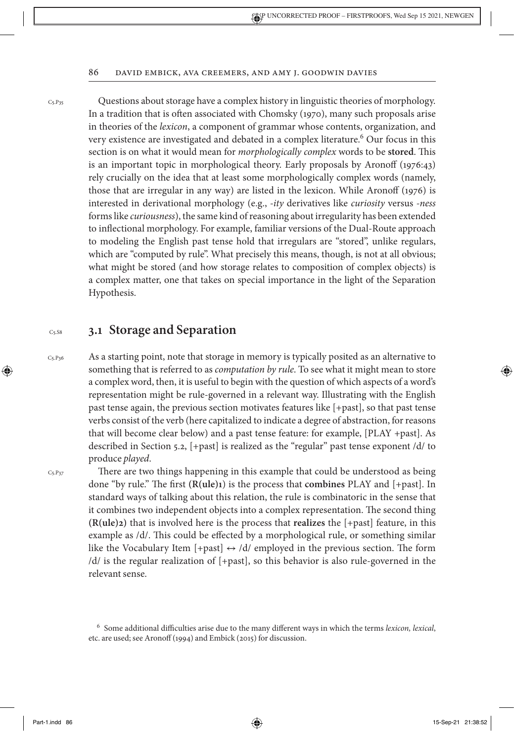Questions about storage have a complex history in linguistic theories of morphology. In a tradition that is often associated with Chomsky (1970), many such proposals arise in theories of the *lexicon*, a component of grammar whose contents, organization, and very existence are investigated and debated in a complex literature.[6] Our focus in this section is on what it would mean for *morphologically complex* words to be **stored**. This is an important topic in morphological theory. Early proposals by Aronoff (1976:43) rely crucially on the idea that at least some morphologically complex words (namely, those that are irregular in any way) are listed in the lexicon. While Aronoff (1976) is interested in derivational morphology (e.g., *-ity* derivatives like *curiosity* versus *-ness* forms like *curiousness*), the same kind of reasoning about irregularity has been extended to inflectional morphology. For example, familiar versions of the Dual-Route approach to modeling the English past tense hold that irregulars are "stored", unlike regulars, which are "computed by rule". What precisely this means, though, is not at all obvious; what might be stored (and how storage relates to composition of complex objects) is a complex matter, one that takes on special importance in the light of the Separation Hypothesis.

## 3.1 Storage and Separation

As a starting point, note that storage in memory is typically posited as an alternative to something that is referred to as *computation by rule*. To see what it might mean to store a complex word, then, it is useful to begin with the question of which aspects of a word's representation might be rule-governed in a relevant way. Illustrating with the English past tense again, the previous section motivates features like [+past], so that past tense verbs consist of the verb (here capitalized to indicate a degree of abstraction, for reasons that will become clear below) and a past tense feature: for example, [PLAY +past]. As described in Section 5.2, [+past] is realized as the "regular" past tense exponent /d/ to produce *played*.

There are two things happening in this example that could be understood as being done "by rule." The first **(R(ule)1)** is the process that **combines** PLAY and [+past]. In standard ways of talking about this relation, the rule is combinatoric in the sense that it combines two independent objects into a complex representation. The second thing **(R(ule)2)** that is involved here is the process that **realizes** the [+past] feature, in this example as /d/. This could be effected by a morphological rule, or something similar like the Vocabulary Item [+past] $\leftrightarrow$ /d/ employed in the previous section. The form /d/ is the regular realization of [+past], so this behavior is also rule-governed in the relevant sense.

[6] Some additional difficulties arise due to the many different ways in which the terms *lexicon, lexical*, etc. are used; see Aronoff (1994) and Embick (2015) for discussion.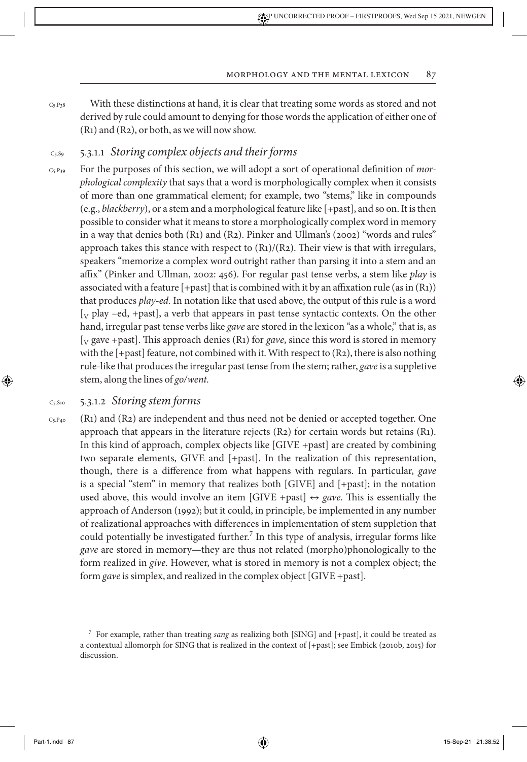With these distinctions at hand, it is clear that treating some words as stored and not derived by rule could amount to denying for those words the application of either one of (R1) and (R2), or both, as we will now show.

### 5.3.1.1 *Storing complex objects and their forms*

For the purposes of this section, we will adopt a sort of operational definition of *morphological complexity* that says that a word is morphologically complex when it consists of more than one grammatical element; for example, two "stems," like in compounds (e.g., *blackberry*), or a stem and a morphological feature like [+past], and so on. It is then possible to consider what it means to store a morphologically complex word in memory in a way that denies both (R1) and (R2). Pinker and Ullman's (2002) "words and rules" approach takes this stance with respect to (R1)/(R2). Their view is that with irregulars, speakers "memorize a complex word outright rather than parsing it into a stem and an affix" (Pinker and Ullman, 2002: 456). For regular past tense verbs, a stem like *play* is associated with a feature [+past] that is combined with it by an affixation rule (as in (R1)) that produces *play-ed*. In notation like that used above, the output of this rule is a word $[_V$ play –ed, +past], a verb that appears in past tense syntactic contexts. On the other hand, irregular past tense verbs like *gave* are stored in the lexicon "as a whole," that is, as $[_V$ gave +past]. This approach denies (R1) for *gave*, since this word is stored in memory with the [+past] feature, not combined with it. With respect to (R2), there is also nothing rule-like that produces the irregular past tense from the stem; rather, *gave* is a suppletive stem, along the lines of *go/went*.

### 5.3.1.2 *Storing stem forms*

(R1) and (R2) are independent and thus need not be denied or accepted together. One approach that appears in the literature rejects (R2) for certain words but retains (R1). In this kind of approach, complex objects like [GIVE +past] are created by combining two separate elements, GIVE and [+past]. In the realization of this representation, though, there is a difference from what happens with regulars. In particular, *gave* is a special "stem" in memory that realizes both [GIVE] and [+past]; in the notation used above, this would involve an item [GIVE +past] ↔ *gave*. This is essentially the approach of Anderson (1992); but it could, in principle, be implemented in any number of realizational approaches with differences in implementation of stem suppletion that could potentially be investigated further.[7] In this type of analysis, irregular forms like *gave* are stored in memory—they are thus not related (morpho)phonologically to the form realized in *give*. However, what is stored in memory is not a complex object; the form *gave* is simplex, and realized in the complex object [GIVE +past].

[7] For example, rather than treating *sang* as realizing both [SING] and [+past], it could be treated as a contextual allomorph for SING that is realized in the context of [+past]; see Embick (2010b, 2015) for discussion.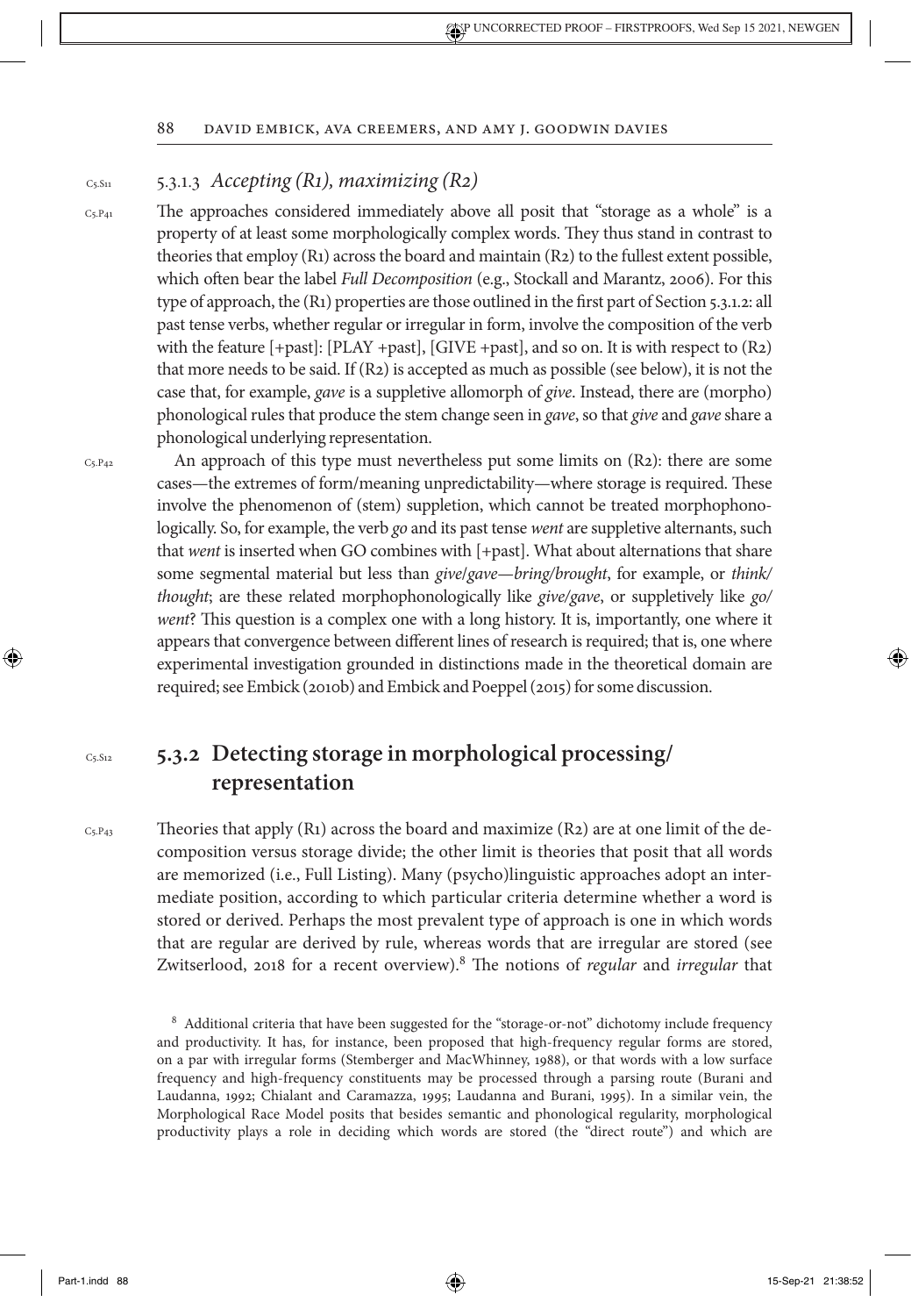#### 5.3.1.3 *Accepting (R1), maximizing (R2)*

The approaches considered immediately above all posit that "storage as a whole" is a property of at least some morphologically complex words. They thus stand in contrast to theories that employ (R1) across the board and maintain (R2) to the fullest extent possible, which often bear the label *Full Decomposition* (e.g., Stockall and Marantz, 2006). For this type of approach, the (R1) properties are those outlined in the first part of Section 5.3.1.2: all past tense verbs, whether regular or irregular in form, involve the composition of the verb with the feature [+past]: [PLAY +past], [GIVE +past], and so on. It is with respect to (R2) that more needs to be said. If (R2) is accepted as much as possible (see below), it is not the case that, for example, *gave* is a suppletive allomorph of *give*. Instead, there are (morpho) phonological rules that produce the stem change seen in *gave*, so that *give* and *gave* share a phonological underlying representation.

An approach of this type must nevertheless put some limits on (R2): there are some cases—the extremes of form/meaning unpredictability—where storage is required. These involve the phenomenon of (stem) suppletion, which cannot be treated morphophonologically. So, for example, the verb *go* and its past tense *went* are suppletive alternants, such that *went* is inserted when GO combines with [+past]. What about alternations that share some segmental material but less than *give*/*gave*—*bring*/*brought*, for example, or *think*/*thought*; are these related morphophonologically like *give*/*gave*, or suppletively like *go*/*went*? This question is a complex one with a long history. It is, importantly, one where it appears that convergence between different lines of research is required; that is, one where experimental investigation grounded in distinctions made in the theoretical domain are required; see Embick (2010b) and Embick and Poeppel (2015) for some discussion.

### 5.3.2 Detecting storage in morphological processing/representation

Theories that apply (R1) across the board and maximize (R2) are at one limit of the decomposition versus storage divide; the other limit is theories that posit that all words are memorized (i.e., Full Listing). Many (psycho)linguistic approaches adopt an intermediate position, according to which particular criteria determine whether a word is stored or derived. Perhaps the most prevalent type of approach is one in which words that are regular are derived by rule, whereas words that are irregular are stored (see Zwitserlood, 2018 for a recent overview).[8] The notions of *regular* and *irregular* that

[8] Additional criteria that have been suggested for the "storage-or-not" dichotomy include frequency and productivity. It has, for instance, been proposed that high-frequency regular forms are stored, on a par with irregular forms (Stemberger and MacWhinney, 1988), or that words with a low surface frequency and high-frequency constituents may be processed through a parsing route (Burani and Laudanna, 1992; Chialant and Caramazza, 1995; Laudanna and Burani, 1995). In a similar vein, the Morphological Race Model posits that besides semantic and phonological regularity, morphological productivity plays a role in deciding which words are stored (the "direct route") and which are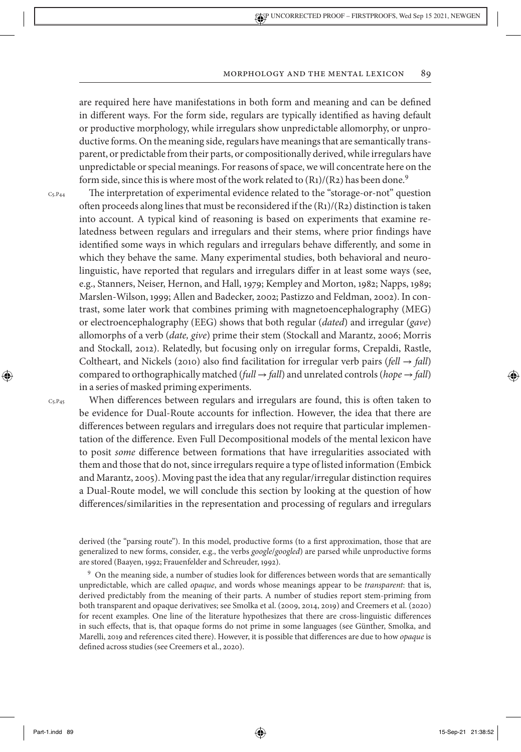are required here have manifestations in both form and meaning and can be defined in different ways. For the form side, regulars are typically identified as having default or productive morphology, while irregulars show unpredictable allomorphy, or unproductive forms. On the meaning side, regulars have meanings that are semantically transparent, or predictable from their parts, or compositionally derived, while irregulars have unpredictable or special meanings. For reasons of space, we will concentrate here on the form side, since this is where most of the work related to (R1)/(R2) has been done.[9]

The interpretation of experimental evidence related to the "storage-or-not" question often proceeds along lines that must be reconsidered if the (R1)/(R2) distinction is taken into account. A typical kind of reasoning is based on experiments that examine relatedness between regulars and irregulars and their stems, where prior findings have identified some ways in which regulars and irregulars behave differently, and some in which they behave the same. Many experimental studies, both behavioral and neurolinguistic, have reported that regulars and irregulars differ in at least some ways (see, e.g., Stanners, Neiser, Hernon, and Hall, 1979; Kempley and Morton, 1982; Napps, 1989; Marslen-Wilson, 1999; Allen and Badecker, 2002; Pastizzo and Feldman, 2002). In contrast, some later work that combines priming with magnetoencephalography (MEG) or electroencephalography (EEG) shows that both regular (*dated*) and irregular (*gave*) allomorphs of a verb (*date, give*) prime their stem (Stockall and Marantz, 2006; Morris and Stockall, 2012). Relatedly, but focusing only on irregular forms, Crepaldi, Rastle, Coltheart, and Nickels (2010) also find facilitation for irregular verb pairs (*fell* → *fall*) compared to orthographically matched (*full* → *fall*) and unrelated controls (*hope* → *fall*) in a series of masked priming experiments.

When differences between regulars and irregulars are found, this is often taken to be evidence for Dual-Route accounts for inflection. However, the idea that there are differences between regulars and irregulars does not require that particular implementation of the difference. Even Full Decompositional models of the mental lexicon have to posit *some* difference between formations that have irregularities associated with them and those that do not, since irregulars require a type of listed information (Embick and Marantz, 2005). Moving past the idea that any regular/irregular distinction requires a Dual-Route model, we will conclude this section by looking at the question of how differences/similarities in the representation and processing of regulars and irregulars

---

derived (the "parsing route"). In this model, productive forms (to a first approximation, those that are generalized to new forms, consider, e.g., the verbs *google/googled*) are parsed while unproductive forms are stored (Baayen, 1992; Frauenfelder and Schreuder, 1992).

[9] On the meaning side, a number of studies look for differences between words that are semantically unpredictable, which are called *opaque*, and words whose meanings appear to be *transparent*: that is, derived predictably from the meaning of their parts. A number of studies report stem-priming from both transparent and opaque derivatives; see Smolka et al. (2009, 2014, 2019) and Creemers et al. (2020) for recent examples. One line of the literature hypothesizes that there are cross-linguistic differences in such effects, that is, that opaque forms do not prime in some languages (see Günther, Smolka, and Marelli, 2019 and references cited there). However, it is possible that differences are due to how *opaque* is defined across studies (see Creemers et al., 2020).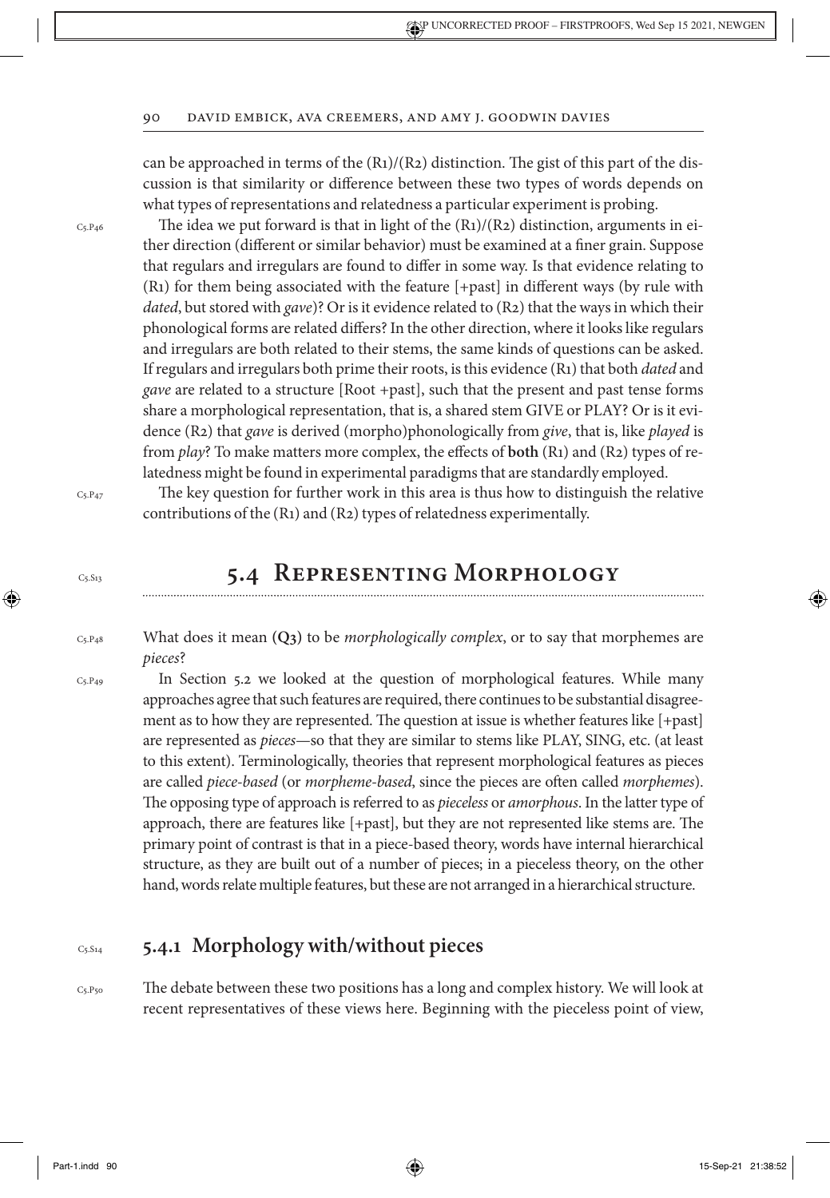can be approached in terms of the (R1)/(R2) distinction. The gist of this part of the discussion is that similarity or difference between these two types of words depends on what types of representations and relatedness a particular experiment is probing.

The idea we put forward is that in light of the (R1)/(R2) distinction, arguments in either direction (different or similar behavior) must be examined at a finer grain. Suppose that regulars and irregulars are found to differ in some way. Is that evidence relating to (R1) for them being associated with the feature [+past] in different ways (by rule with *dated*, but stored with *gave*)? Or is it evidence related to (R2) that the ways in which their phonological forms are related differs? In the other direction, where it looks like regulars and irregulars are both related to their stems, the same kinds of questions can be asked. If regulars and irregulars both prime their roots, is this evidence (R1) that both *dated* and *gave* are related to a structure [Root +past], such that the present and past tense forms share a morphological representation, that is, a shared stem GIVE or PLAY? Or is it evidence (R2) that *gave* is derived (morpho)phonologically from *give*, that is, like *played* is from *play*? To make matters more complex, the effects of **both** (R1) and (R2) types of relatedness might be found in experimental paradigms that are standardly employed.

The key question for further work in this area is thus how to distinguish the relative contributions of the (R1) and (R2) types of relatedness experimentally.

# 5.4 Representing Morphology

What does it mean **(Q3)** to be *morphologically complex*, or to say that morphemes are *pieces*?

In Section 5.2 we looked at the question of morphological features. While many approaches agree that such features are required, there continues to be substantial disagreement as to how they are represented. The question at issue is whether features like [+past] are represented as *pieces*—so that they are similar to stems like PLAY, SING, etc. (at least to this extent). Terminologically, theories that represent morphological features as pieces are called *piece-based* (or *morpheme-based*, since the pieces are often called *morphemes*). The opposing type of approach is referred to as *pieceless* or *amorphous*. In the latter type of approach, there are features like [+past], but they are not represented like stems are. The primary point of contrast is that in a piece-based theory, words have internal hierarchical structure, as they are built out of a number of pieces; in a pieceless theory, on the other hand, words relate multiple features, but these are not arranged in a hierarchical structure.

## 5.4.1 Morphology with/without pieces

The debate between these two positions has a long and complex history. We will look at recent representatives of these views here. Beginning with the pieceless point of view,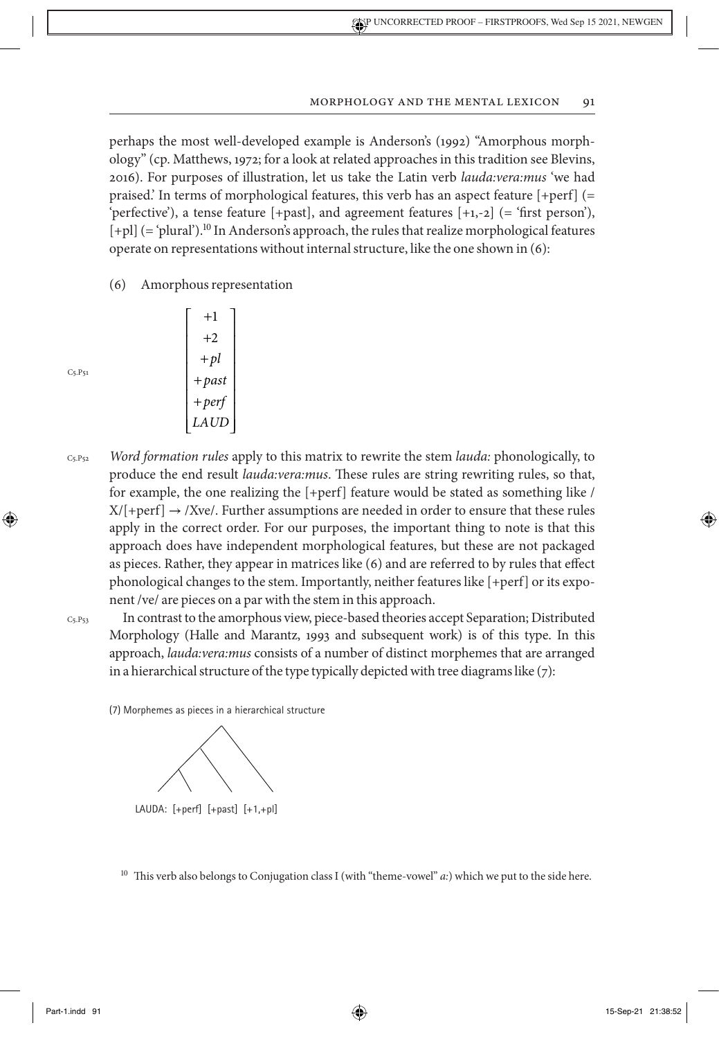perhaps the most well-developed example is Anderson's (1992) "Amorphous morphology" (cp. Matthews, 1972; for a look at related approaches in this tradition see Blevins, 2016). For purposes of illustration, let us take the Latin verb *lauda:vera:mus* 'we had praised.' In terms of morphological features, this verb has an aspect feature [+perf] (= 'perfective'), a tense feature [+past], and agreement features [+1,-2] (= 'first person'), [+pl] (= 'plural').[10] In Anderson's approach, the rules that realize morphological features operate on representations without internal structure, like the one shown in (6):

(6) Amorphous representation

$$\begin{bmatrix} +1 \\ +2 \\ +pl \\ +past \\ +perf \\ LAUD \end{bmatrix}$$

*Word formation rules* apply to this matrix to rewrite the stem *lauda:* phonologically, to produce the end result *lauda:vera:mus*. These rules are string rewriting rules, so that, for example, the one realizing the [+perf] feature would be stated as something like /X/[+perf] → /Xve/. Further assumptions are needed in order to ensure that these rules apply in the correct order. For our purposes, the important thing to note is that this approach does have independent morphological features, but these are not packaged as pieces. Rather, they appear in matrices like (6) and are referred to by rules that effect phonological changes to the stem. Importantly, neither features like [+perf] or its exponent /ve/ are pieces on a par with the stem in this approach.

In contrast to the amorphous view, piece-based theories accept Separation; Distributed Morphology (Halle and Marantz, 1993 and subsequent work) is of this type. In this approach, *lauda:vera:mus* consists of a number of distinct morphemes that are arranged in a hierarchical structure of the type typically depicted with tree diagrams like (7):

(7) Morphemes as pieces in a hierarchical structure

LAUDA: [+perf] [+past] [+1,+pl]

[10] This verb also belongs to Conjugation class I (with "theme-vowel" *a:*) which we put to the side here.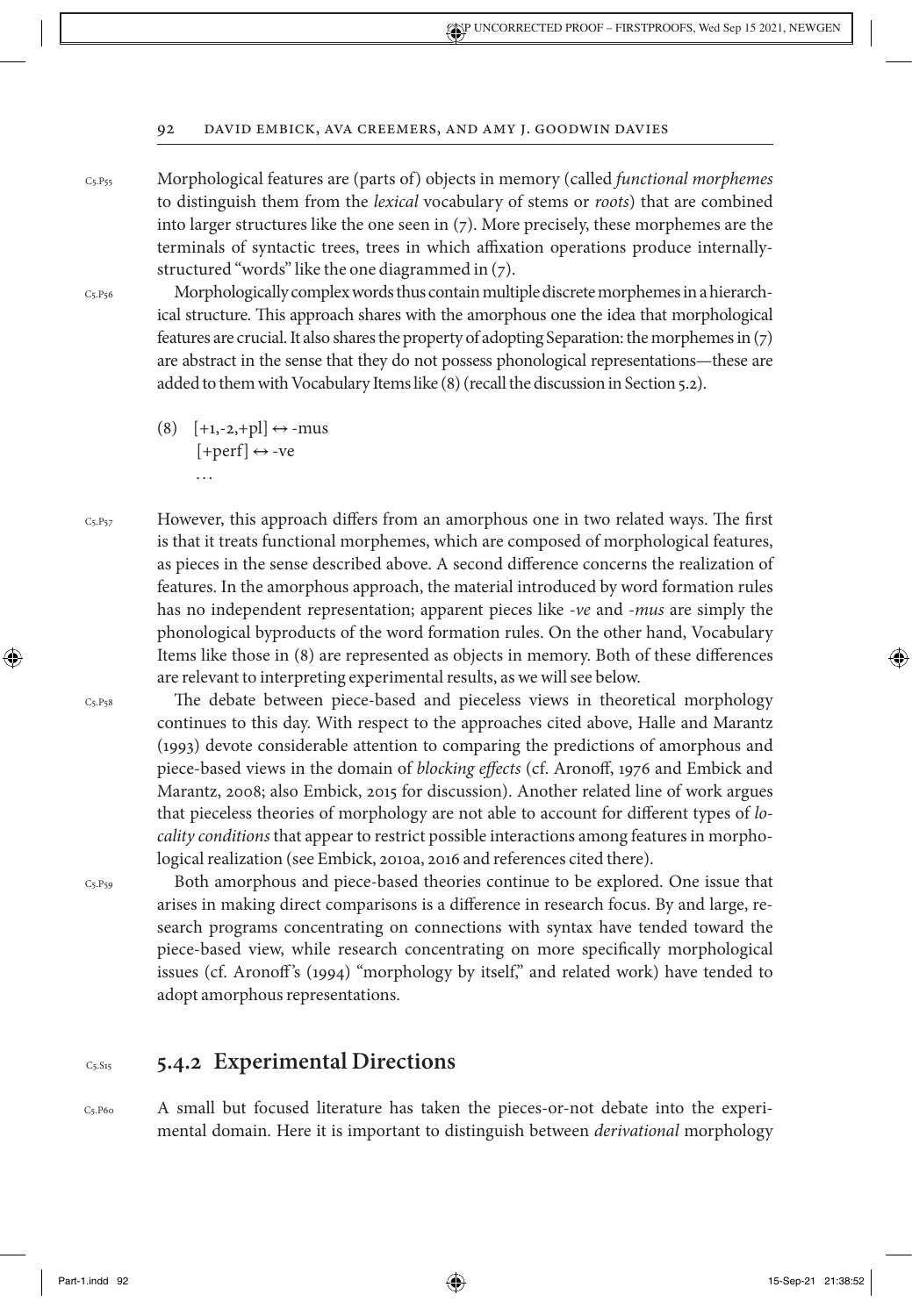Morphological features are (parts of) objects in memory (called *functional morphemes* to distinguish them from the *lexical* vocabulary of stems or *roots*) that are combined into larger structures like the one seen in (7). More precisely, these morphemes are the terminals of syntactic trees, trees in which affixation operations produce internally-structured "words" like the one diagrammed in (7).

Morphologically complex words thus contain multiple discrete morphemes in a hierarchical structure. This approach shares with the amorphous one the idea that morphological features are crucial. It also shares the property of adopting Separation: the morphemes in (7) are abstract in the sense that they do not possess phonological representations—these are added to them with Vocabulary Items like (8) (recall the discussion in Section 5.2).

(8) [+1,-2,+pl] ↔ -mus
    [+perf] ↔ -ve
    ...

However, this approach differs from an amorphous one in two related ways. The first is that it treats functional morphemes, which are composed of morphological features, as pieces in the sense described above. A second difference concerns the realization of features. In the amorphous approach, the material introduced by word formation rules has no independent representation; apparent pieces like *-ve* and *-mus* are simply the phonological byproducts of the word formation rules. On the other hand, Vocabulary Items like those in (8) are represented as objects in memory. Both of these differences are relevant to interpreting experimental results, as we will see below.

The debate between piece-based and pieceless views in theoretical morphology continues to this day. With respect to the approaches cited above, Halle and Marantz (1993) devote considerable attention to comparing the predictions of amorphous and piece-based views in the domain of *blocking effects* (cf. Aronoff, 1976 and Embick and Marantz, 2008; also Embick, 2015 for discussion). Another related line of work argues that pieceless theories of morphology are not able to account for different types of *locality conditions* that appear to restrict possible interactions among features in morphological realization (see Embick, 2010a, 2016 and references cited there).

Both amorphous and piece-based theories continue to be explored. One issue that arises in making direct comparisons is a difference in research focus. By and large, research programs concentrating on connections with syntax have tended toward the piece-based view, while research concentrating on more specifically morphological issues (cf. Aronoff's (1994) "morphology by itself," and related work) have tended to adopt amorphous representations.

### 5.4.2 Experimental Directions

A small but focused literature has taken the pieces-or-not debate into the experimental domain. Here it is important to distinguish between *derivational* morphology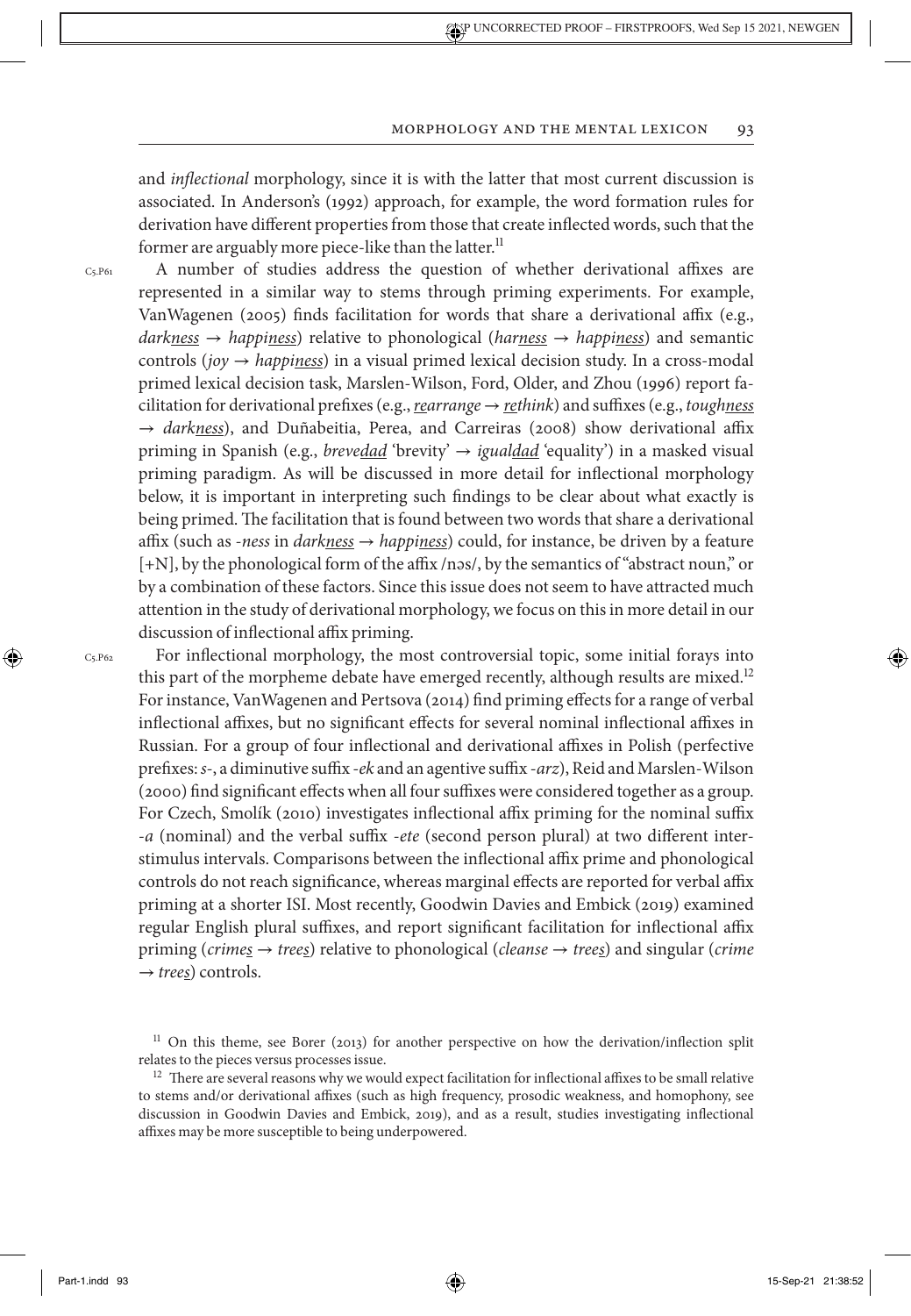and *inflectional* morphology, since it is with the latter that most current discussion is associated. In Anderson's (1992) approach, for example, the word formation rules for derivation have different properties from those that create inflected words, such that the former are arguably more piece-like than the latter.[11]

A number of studies address the question of whether derivational affixes are represented in a similar way to stems through priming experiments. For example, VanWagenen (2005) finds facilitation for words that share a derivational affix (e.g., *dark<u>ness</u>* → *happi<u>ness</u>*) relative to phonological (*har<u>ness</u>* → *happi<u>ness</u>*) and semantic controls (*joy* → *happi<u>ness</u>*) in a visual primed lexical decision study. In a cross-modal primed lexical decision task, Marslen-Wilson, Ford, Older, and Zhou (1996) report facilitation for derivational prefixes (e.g., *<u>re</u>arrange* → *<u>re</u>think*) and suffixes (e.g., *tough<u>ness</u>* → *dark<u>ness</u>*), and Duñabeitia, Perea, and Carreiras (2008) show derivational affix priming in Spanish (e.g., *breve<u>dad</u>* 'brevity' → *igual<u>dad</u>* 'equality') in a masked visual priming paradigm. As will be discussed in more detail for inflectional morphology below, it is important in interpreting such findings to be clear about what exactly is being primed. The facilitation that is found between two words that share a derivational affix (such as *-ness* in *dark<u>ness</u>* → *happi<u>ness</u>*) could, for instance, be driven by a feature [+N], by the phonological form of the affix /nəs/, by the semantics of "abstract noun," or by a combination of these factors. Since this issue does not seem to have attracted much attention in the study of derivational morphology, we focus on this in more detail in our discussion of inflectional affix priming.

For inflectional morphology, the most controversial topic, some initial forays into this part of the morpheme debate have emerged recently, although results are mixed.[12] For instance, VanWagenen and Pertsova (2014) find priming effects for a range of verbal inflectional affixes, but no significant effects for several nominal inflectional affixes in Russian. For a group of four inflectional and derivational affixes in Polish (perfective prefixes: *s-*, a diminutive suffix *-ek* and an agentive suffix *-arz*), Reid and Marslen-Wilson (2000) find significant effects when all four suffixes were considered together as a group. For Czech, Smolík (2010) investigates inflectional affix priming for the nominal suffix *-a* (nominal) and the verbal suffix *-ete* (second person plural) at two different interstimulus intervals. Comparisons between the inflectional affix prime and phonological controls do not reach significance, whereas marginal effects are reported for verbal affix priming at a shorter ISI. Most recently, Goodwin Davies and Embick (2019) examined regular English plural suffixes, and report significant facilitation for inflectional affix priming (*crime<u>s</u>* → *tree<u>s</u>*) relative to phonological (*cleanse* → *tree<u>s</u>*) and singular (*crime* → *tree<u>s</u>*) controls.

[11] On this theme, see Borer (2013) for another perspective on how the derivation/inflection split relates to the pieces versus processes issue.

[12] There are several reasons why we would expect facilitation for inflectional affixes to be small relative to stems and/or derivational affixes (such as high frequency, prosodic weakness, and homophony, see discussion in Goodwin Davies and Embick, 2019), and as a result, studies investigating inflectional affixes may be more susceptible to being underpowered.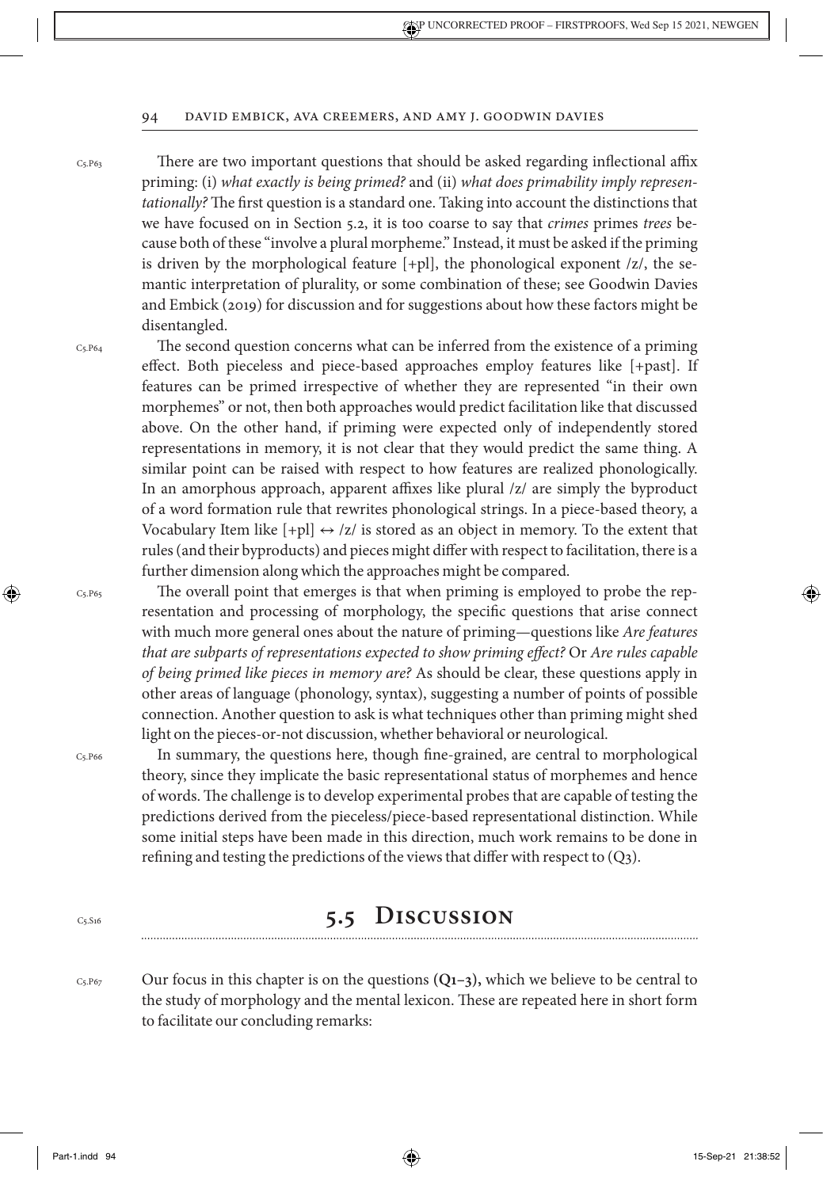There are two important questions that should be asked regarding inflectional affix priming: (i) *what exactly is being primed?* and (ii) *what does primability imply representationally?* The first question is a standard one. Taking into account the distinctions that we have focused on in Section 5.2, it is too coarse to say that *crimes* primes *trees* because both of these "involve a plural morpheme." Instead, it must be asked if the priming is driven by the morphological feature [+pl], the phonological exponent /z/, the semantic interpretation of plurality, or some combination of these; see Goodwin Davies and Embick (2019) for discussion and for suggestions about how these factors might be disentangled.

The second question concerns what can be inferred from the existence of a priming effect. Both pieceless and piece-based approaches employ features like [+past]. If features can be primed irrespective of whether they are represented "in their own morphemes" or not, then both approaches would predict facilitation like that discussed above. On the other hand, if priming were expected only of independently stored representations in memory, it is not clear that they would predict the same thing. A similar point can be raised with respect to how features are realized phonologically. In an amorphous approach, apparent affixes like plural /z/ are simply the byproduct of a word formation rule that rewrites phonological strings. In a piece-based theory, a Vocabulary Item like [+pl] ↔ /z/ is stored as an object in memory. To the extent that rules (and their byproducts) and pieces might differ with respect to facilitation, there is a further dimension along which the approaches might be compared.

The overall point that emerges is that when priming is employed to probe the representation and processing of morphology, the specific questions that arise connect with much more general ones about the nature of priming—questions like *Are features that are subparts of representations expected to show priming effect?* Or *Are rules capable of being primed like pieces in memory are?* As should be clear, these questions apply in other areas of language (phonology, syntax), suggesting a number of points of possible connection. Another question to ask is what techniques other than priming might shed light on the pieces-or-not discussion, whether behavioral or neurological.

In summary, the questions here, though fine-grained, are central to morphological theory, since they implicate the basic representational status of morphemes and hence of words. The challenge is to develop experimental probes that are capable of testing the predictions derived from the pieceless/piece-based representational distinction. While some initial steps have been made in this direction, much work remains to be done in refining and testing the predictions of the views that differ with respect to (Q3).

## 5.5 Discussion

Our focus in this chapter is on the questions **(Q1–3),** which we believe to be central to the study of morphology and the mental lexicon. These are repeated here in short form to facilitate our concluding remarks: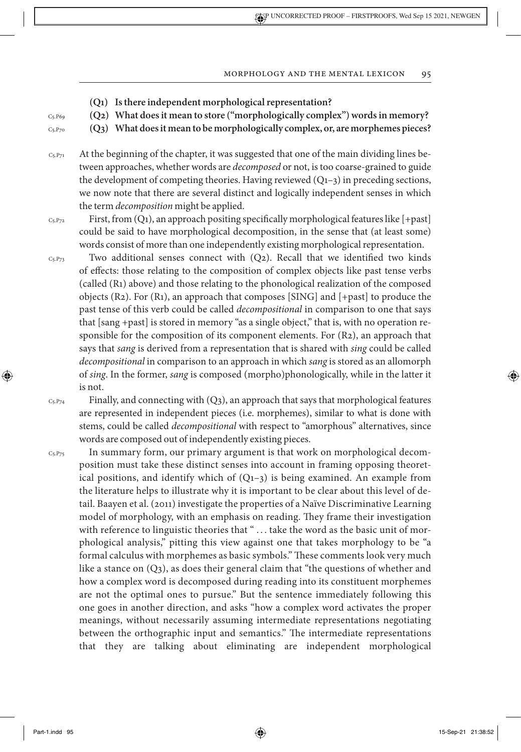**(Q1) Is there independent morphological representation?**

**(Q2) What does it mean to store ("morphologically complex") words in memory?**

**(Q3) What does it mean to be morphologically complex, or, are morphemes pieces?**

At the beginning of the chapter, it was suggested that one of the main dividing lines between approaches, whether words are *decomposed* or not, is too coarse-grained to guide the development of competing theories. Having reviewed (Q1–3) in preceding sections, we now note that there are several distinct and logically independent senses in which the term *decomposition* might be applied.

First, from (Q1), an approach positing specifically morphological features like [+past] could be said to have morphological decomposition, in the sense that (at least some) words consist of more than one independently existing morphological representation.

Two additional senses connect with (Q2). Recall that we identified two kinds of effects: those relating to the composition of complex objects like past tense verbs (called (R1) above) and those relating to the phonological realization of the composed objects (R2). For (R1), an approach that composes [SING] and [+past] to produce the past tense of this verb could be called *decompositional* in comparison to one that says that [sang +past] is stored in memory "as a single object," that is, with no operation responsible for the composition of its component elements. For (R2), an approach that says that *sang* is derived from a representation that is shared with *sing* could be called *decompositional* in comparison to an approach in which *sang* is stored as an allomorph of *sing*. In the former, *sang* is composed (morpho)phonologically, while in the latter it is not.

Finally, and connecting with (Q3), an approach that says that morphological features are represented in independent pieces (i.e. morphemes), similar to what is done with stems, could be called *decompositional* with respect to "amorphous" alternatives, since words are composed out of independently existing pieces.

In summary form, our primary argument is that work on morphological decomposition must take these distinct senses into account in framing opposing theoretical positions, and identify which of (Q1–3) is being examined. An example from the literature helps to illustrate why it is important to be clear about this level of detail. Baayen et al. (2011) investigate the properties of a Naïve Discriminative Learning model of morphology, with an emphasis on reading. They frame their investigation with reference to linguistic theories that " . . . take the word as the basic unit of morphological analysis," pitting this view against one that takes morphology to be "a formal calculus with morphemes as basic symbols." These comments look very much like a stance on (Q3), as does their general claim that "the questions of whether and how a complex word is decomposed during reading into its constituent morphemes are not the optimal ones to pursue." But the sentence immediately following this one goes in another direction, and asks "how a complex word activates the proper meanings, without necessarily assuming intermediate representations negotiating between the orthographic input and semantics." The intermediate representations that they are talking about eliminating are independent morphological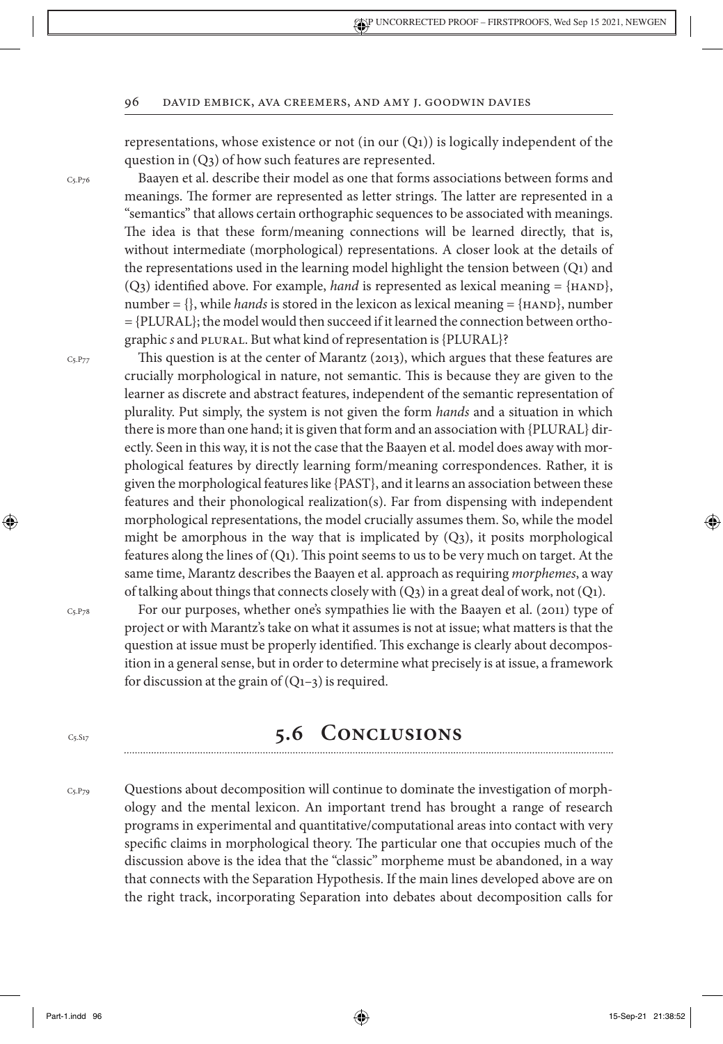representations, whose existence or not (in our (Q1)) is logically independent of the question in (Q3) of how such features are represented.

Baayen et al. describe their model as one that forms associations between forms and meanings. The former are represented as letter strings. The latter are represented in a "semantics" that allows certain orthographic sequences to be associated with meanings. The idea is that these form/meaning connections will be learned directly, that is, without intermediate (morphological) representations. A closer look at the details of the representations used in the learning model highlight the tension between (Q1) and (Q3) identified above. For example, *hand* is represented as lexical meaning = {HAND}, number = {}, while *hands* is stored in the lexicon as lexical meaning = {HAND}, number = {PLURAL}; the model would then succeed if it learned the connection between orthographic *s* and PLURAL. But what kind of representation is {PLURAL}?

This question is at the center of Marantz (2013), which argues that these features are crucially morphological in nature, not semantic. This is because they are given to the learner as discrete and abstract features, independent of the semantic representation of plurality. Put simply, the system is not given the form *hands* and a situation in which there is more than one hand; it is given that form and an association with {PLURAL} directly. Seen in this way, it is not the case that the Baayen et al. model does away with morphological features by directly learning form/meaning correspondences. Rather, it is given the morphological features like {PAST}, and it learns an association between these features and their phonological realization(s). Far from dispensing with independent morphological representations, the model crucially assumes them. So, while the model might be amorphous in the way that is implicated by (Q3), it posits morphological features along the lines of (Q1). This point seems to us to be very much on target. At the same time, Marantz describes the Baayen et al. approach as requiring *morphemes*, a way of talking about things that connects closely with (Q3) in a great deal of work, not (Q1).

For our purposes, whether one's sympathies lie with the Baayen et al. (2011) type of project or with Marantz's take on what it assumes is not at issue; what matters is that the question at issue must be properly identified. This exchange is clearly about decomposition in a general sense, but in order to determine what precisely is at issue, a framework for discussion at the grain of (Q1–3) is required.

## 5.6 Conclusions

Questions about decomposition will continue to dominate the investigation of morphology and the mental lexicon. An important trend has brought a range of research programs in experimental and quantitative/computational areas into contact with very specific claims in morphological theory. The particular one that occupies much of the discussion above is the idea that the "classic" morpheme must be abandoned, in a way that connects with the Separation Hypothesis. If the main lines developed above are on the right track, incorporating Separation into debates about decomposition calls for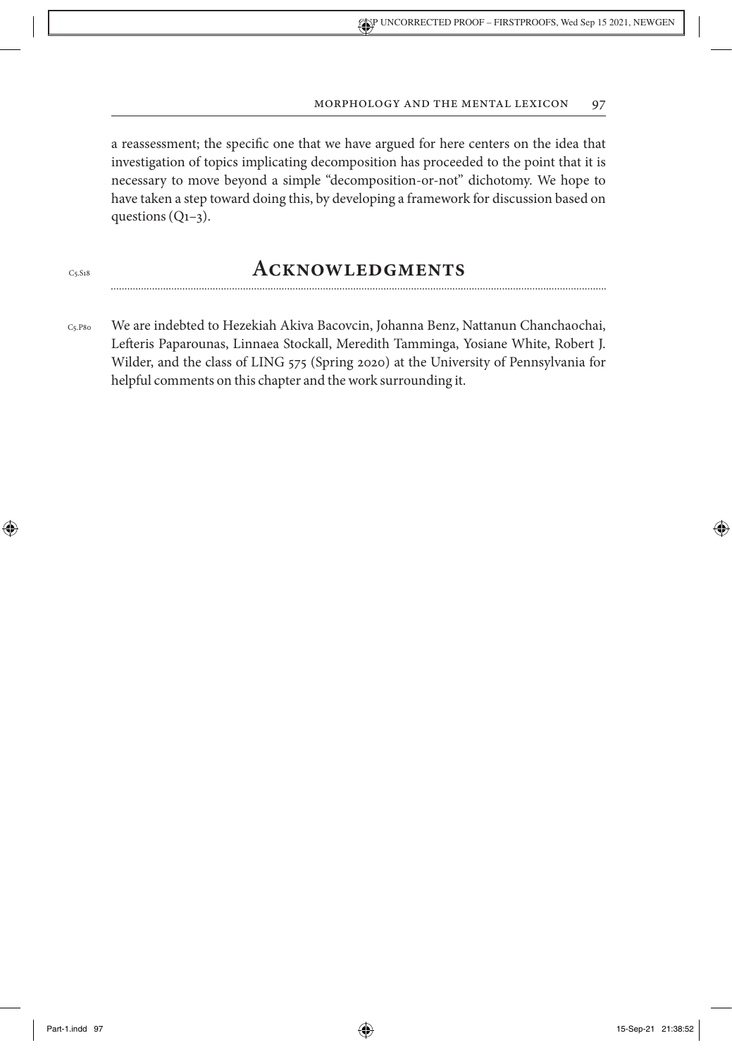a reassessment; the specific one that we have argued for here centers on the idea that investigation of topics implicating decomposition has proceeded to the point that it is necessary to move beyond a simple "decomposition-or-not" dichotomy. We hope to have taken a step toward doing this, by developing a framework for discussion based on questions (Q1–3).

## Acknowledgments

We are indebted to Hezekiah Akiva Bacovcin, Johanna Benz, Nattanun Chanchaochai, Lefteris Paparounas, Linnaea Stockall, Meredith Tamminga, Yosiane White, Robert J. Wilder, and the class of LING 575 (Spring 2020) at the University of Pennsylvania for helpful comments on this chapter and the work surrounding it.